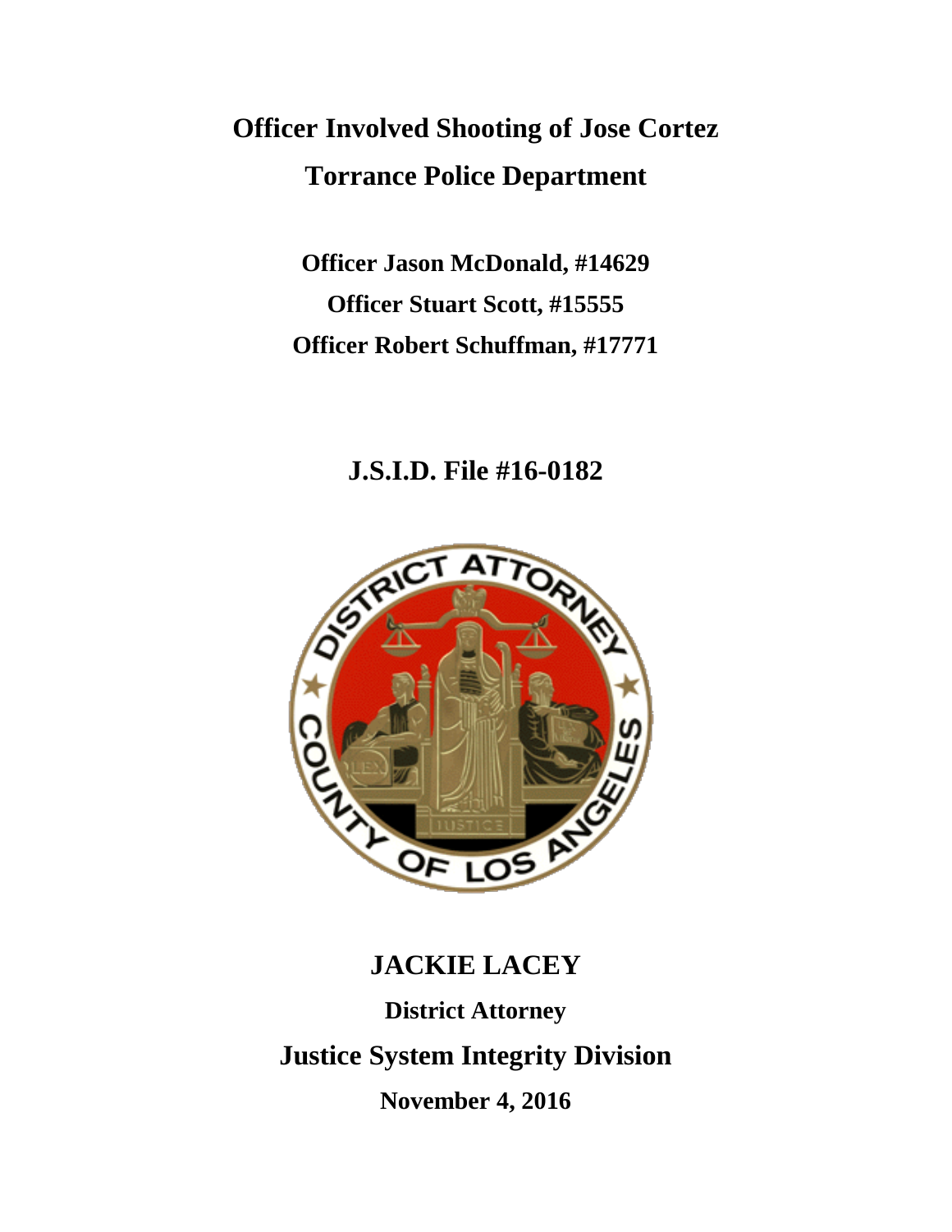# Officer Involved Shooting of Jose Cortez

# Torrance Police Department

**Officer Jason McDonald, #14629**

**Officer Stuart Scott, #15555**

**Officer Robert Schuffman, #17771**

## J.S.I.D. File #16-0182

## JACKIE LACEY

**District Attorney**

## Justice System Integrity Division

**November 4, 2016**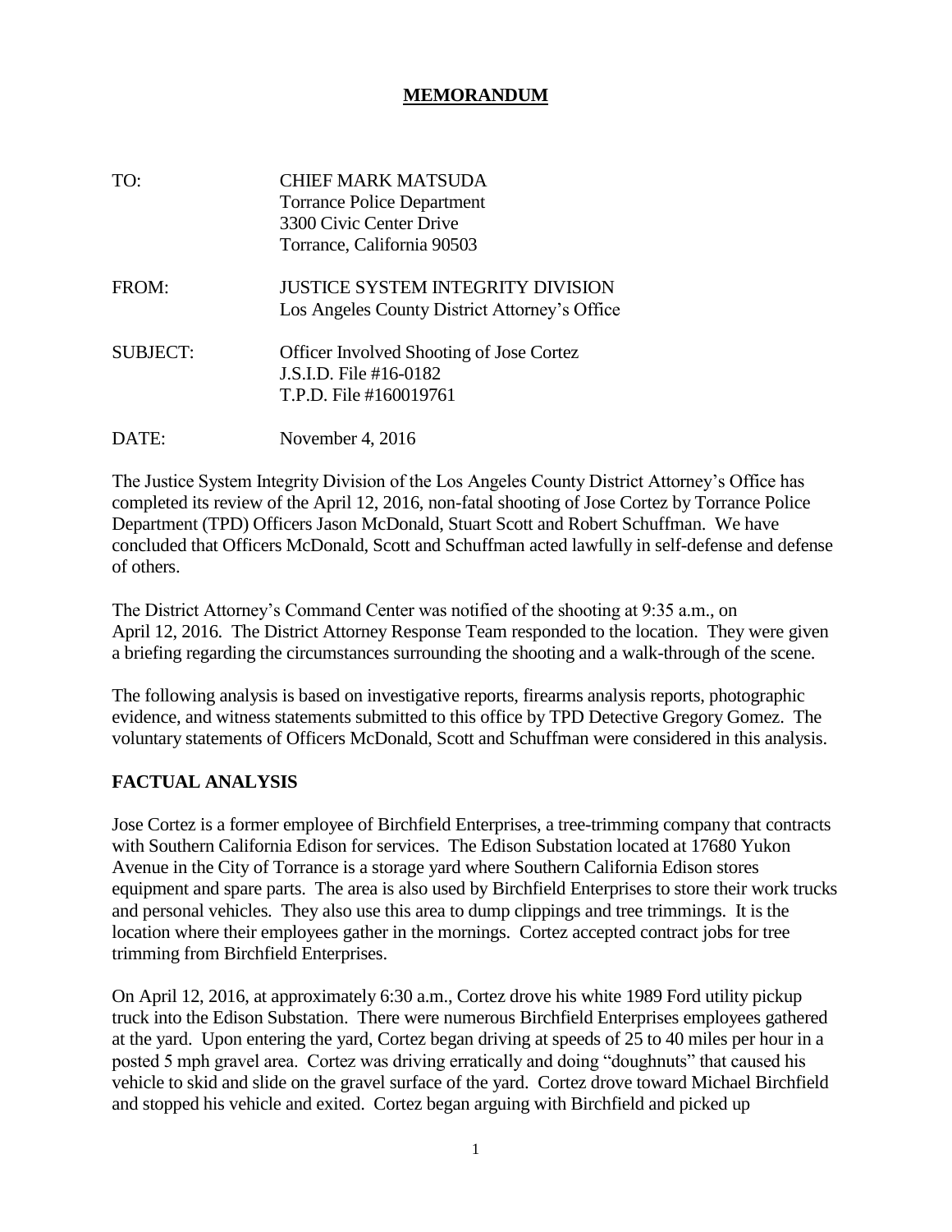# MEMORANDUM

TO: CHIEF MARK MATSUDA
Torrance Police Department
3300 Civic Center Drive
Torrance, California 90503

FROM: JUSTICE SYSTEM INTEGRITY DIVISION
Los Angeles County District Attorney's Office

SUBJECT: Officer Involved Shooting of Jose Cortez
J.S.I.D. File #16-0182
T.P.D. File #160019761

DATE: November 4, 2016

The Justice System Integrity Division of the Los Angeles County District Attorney's Office has completed its review of the April 12, 2016, non-fatal shooting of Jose Cortez by Torrance Police Department (TPD) Officers Jason McDonald, Stuart Scott and Robert Schuffman. We have concluded that Officers McDonald, Scott and Schuffman acted lawfully in self-defense and defense of others.

The District Attorney's Command Center was notified of the shooting at 9:35 a.m., on April 12, 2016. The District Attorney Response Team responded to the location. They were given a briefing regarding the circumstances surrounding the shooting and a walk-through of the scene.

The following analysis is based on investigative reports, firearms analysis reports, photographic evidence, and witness statements submitted to this office by TPD Detective Gregory Gomez. The voluntary statements of Officers McDonald, Scott and Schuffman were considered in this analysis.

## FACTUAL ANALYSIS

Jose Cortez is a former employee of Birchfield Enterprises, a tree-trimming company that contracts with Southern California Edison for services. The Edison Substation located at 17680 Yukon Avenue in the City of Torrance is a storage yard where Southern California Edison stores equipment and spare parts. The area is also used by Birchfield Enterprises to store their work trucks and personal vehicles. They also use this area to dump clippings and tree trimmings. It is the location where their employees gather in the mornings. Cortez accepted contract jobs for tree trimming from Birchfield Enterprises.

On April 12, 2016, at approximately 6:30 a.m., Cortez drove his white 1989 Ford utility pickup truck into the Edison Substation. There were numerous Birchfield Enterprises employees gathered at the yard. Upon entering the yard, Cortez began driving at speeds of 25 to 40 miles per hour in a posted 5 mph gravel area. Cortez was driving erratically and doing "doughnuts" that caused his vehicle to skid and slide on the gravel surface of the yard. Cortez drove toward Michael Birchfield and stopped his vehicle and exited. Cortez began arguing with Birchfield and picked up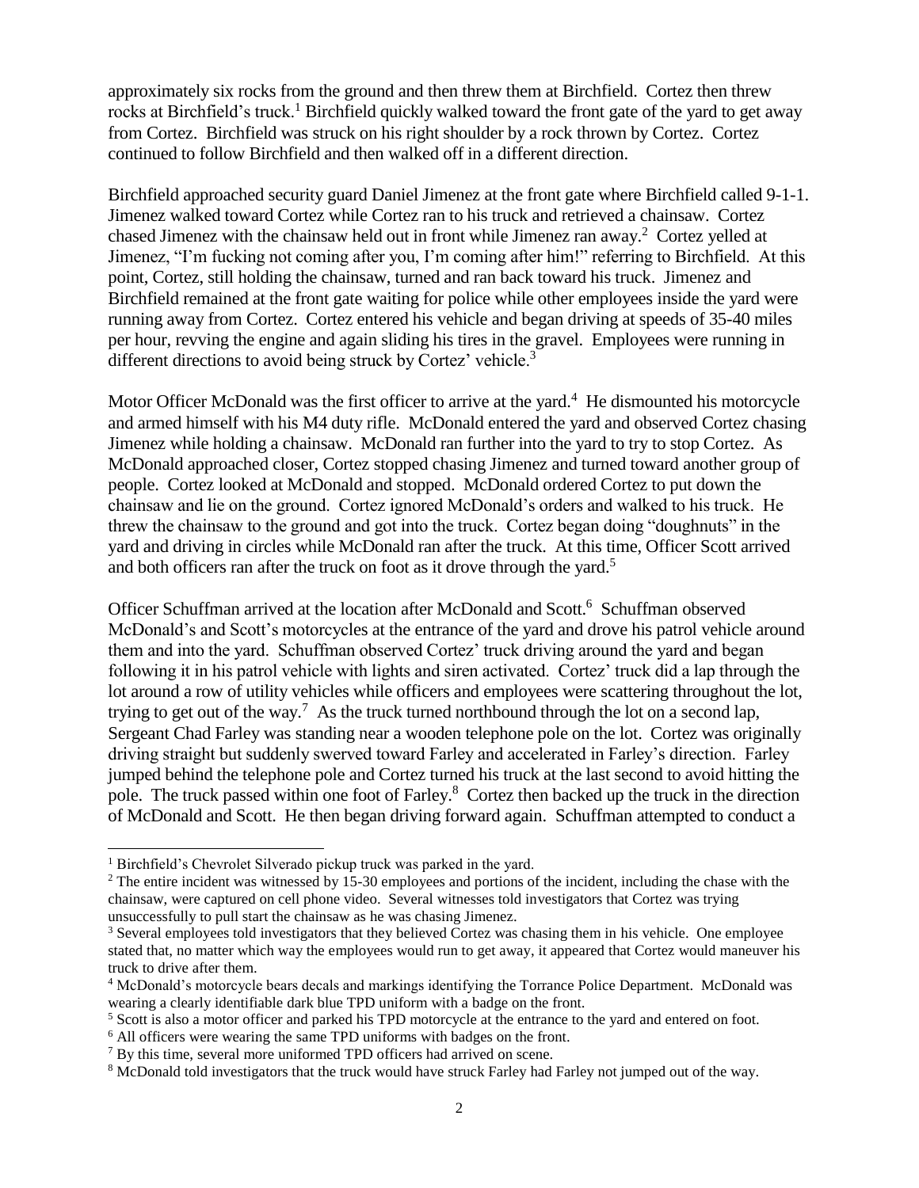approximately six rocks from the ground and then threw them at Birchfield. Cortez then threw rocks at Birchfield's truck.[1] Birchfield quickly walked toward the front gate of the yard to get away from Cortez. Birchfield was struck on his right shoulder by a rock thrown by Cortez. Cortez continued to follow Birchfield and then walked off in a different direction.

Birchfield approached security guard Daniel Jimenez at the front gate where Birchfield called 9-1-1. Jimenez walked toward Cortez while Cortez ran to his truck and retrieved a chainsaw. Cortez chased Jimenez with the chainsaw held out in front while Jimenez ran away.[2] Cortez yelled at Jimenez, "I'm fucking not coming after you, I'm coming after him!" referring to Birchfield. At this point, Cortez, still holding the chainsaw, turned and ran back toward his truck. Jimenez and Birchfield remained at the front gate waiting for police while other employees inside the yard were running away from Cortez. Cortez entered his vehicle and began driving at speeds of 35-40 miles per hour, revving the engine and again sliding his tires in the gravel. Employees were running in different directions to avoid being struck by Cortez' vehicle.[3]

Motor Officer McDonald was the first officer to arrive at the yard.[4] He dismounted his motorcycle and armed himself with his M4 duty rifle. McDonald entered the yard and observed Cortez chasing Jimenez while holding a chainsaw. McDonald ran further into the yard to try to stop Cortez. As McDonald approached closer, Cortez stopped chasing Jimenez and turned toward another group of people. Cortez looked at McDonald and stopped. McDonald ordered Cortez to put down the chainsaw and lie on the ground. Cortez ignored McDonald's orders and walked to his truck. He threw the chainsaw to the ground and got into the truck. Cortez began doing "doughnuts" in the yard and driving in circles while McDonald ran after the truck. At this time, Officer Scott arrived and both officers ran after the truck on foot as it drove through the yard.[5]

Officer Schuffman arrived at the location after McDonald and Scott.[6] Schuffman observed McDonald's and Scott's motorcycles at the entrance of the yard and drove his patrol vehicle around them and into the yard. Schuffman observed Cortez' truck driving around the yard and began following it in his patrol vehicle with lights and siren activated. Cortez' truck did a lap through the lot around a row of utility vehicles while officers and employees were scattering throughout the lot, trying to get out of the way.[7] As the truck turned northbound through the lot on a second lap, Sergeant Chad Farley was standing near a wooden telephone pole on the lot. Cortez was originally driving straight but suddenly swerved toward Farley and accelerated in Farley's direction. Farley jumped behind the telephone pole and Cortez turned his truck at the last second to avoid hitting the pole. The truck passed within one foot of Farley.[8] Cortez then backed up the truck in the direction of McDonald and Scott. He then began driving forward again. Schuffman attempted to conduct a

---

[1] Birchfield's Chevrolet Silverado pickup truck was parked in the yard.

[2] The entire incident was witnessed by 15-30 employees and portions of the incident, including the chase with the chainsaw, were captured on cell phone video. Several witnesses told investigators that Cortez was trying unsuccessfully to pull start the chainsaw as he was chasing Jimenez.

[3] Several employees told investigators that they believed Cortez was chasing them in his vehicle. One employee stated that, no matter which way the employees would run to get away, it appeared that Cortez would maneuver his truck to drive after them.

[4] McDonald's motorcycle bears decals and markings identifying the Torrance Police Department. McDonald was wearing a clearly identifiable dark blue TPD uniform with a badge on the front.

[5] Scott is also a motor officer and parked his TPD motorcycle at the entrance to the yard and entered on foot.

[6] All officers were wearing the same TPD uniforms with badges on the front.

[7] By this time, several more uniformed TPD officers had arrived on scene.

[8] McDonald told investigators that the truck would have struck Farley had Farley not jumped out of the way.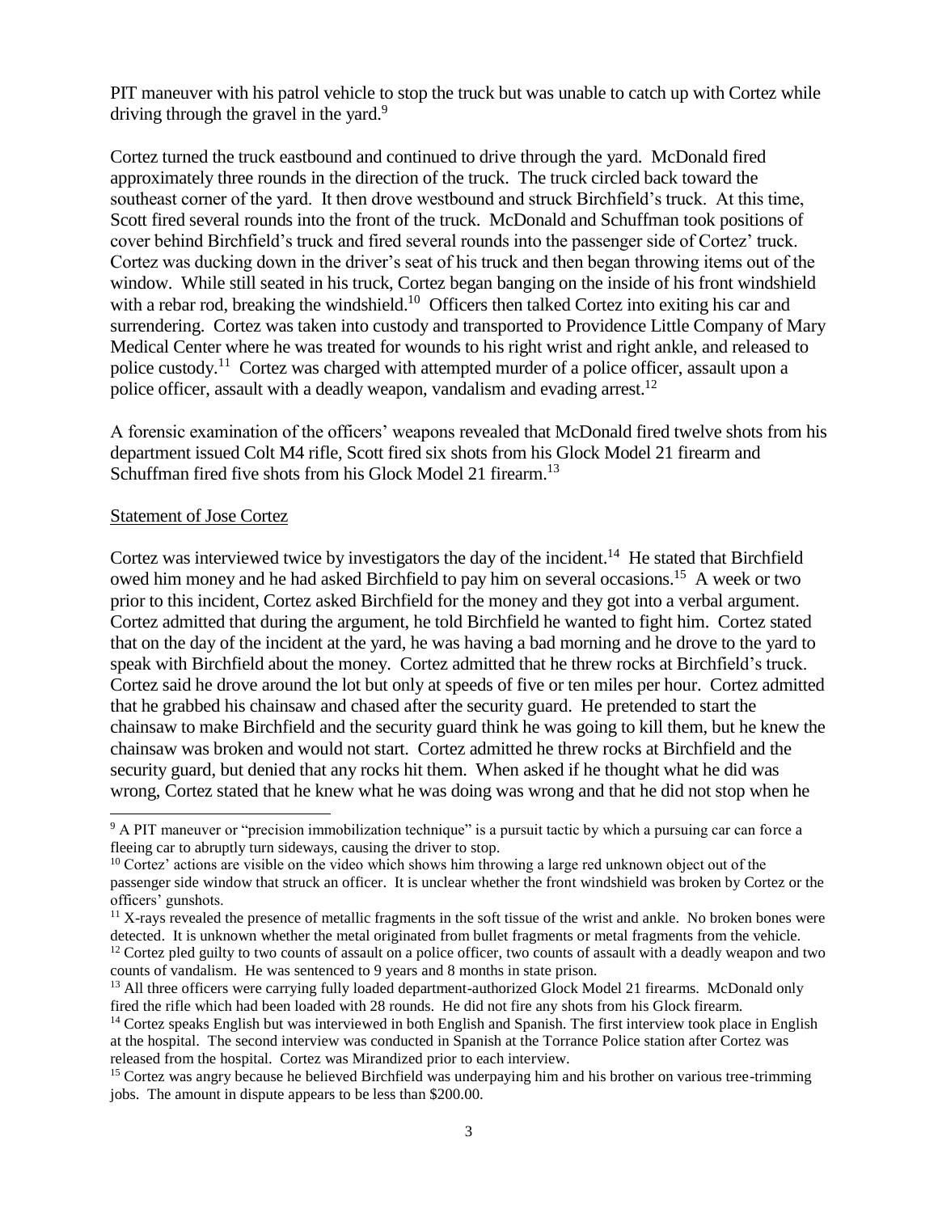PIT maneuver with his patrol vehicle to stop the truck but was unable to catch up with Cortez while driving through the gravel in the yard.[9]

Cortez turned the truck eastbound and continued to drive through the yard. McDonald fired approximately three rounds in the direction of the truck. The truck circled back toward the southeast corner of the yard. It then drove westbound and struck Birchfield's truck. At this time, Scott fired several rounds into the front of the truck. McDonald and Schuffman took positions of cover behind Birchfield's truck and fired several rounds into the passenger side of Cortez' truck. Cortez was ducking down in the driver's seat of his truck and then began throwing items out of the window. While still seated in his truck, Cortez began banging on the inside of his front windshield with a rebar rod, breaking the windshield.[10] Officers then talked Cortez into exiting his car and surrendering. Cortez was taken into custody and transported to Providence Little Company of Mary Medical Center where he was treated for wounds to his right wrist and right ankle, and released to police custody.[11] Cortez was charged with attempted murder of a police officer, assault upon a police officer, assault with a deadly weapon, vandalism and evading arrest.[12]

A forensic examination of the officers' weapons revealed that McDonald fired twelve shots from his department issued Colt M4 rifle, Scott fired six shots from his Glock Model 21 firearm and Schuffman fired five shots from his Glock Model 21 firearm.[13]

## Statement of Jose Cortez

Cortez was interviewed twice by investigators the day of the incident.[14] He stated that Birchfield owed him money and he had asked Birchfield to pay him on several occasions.[15] A week or two prior to this incident, Cortez asked Birchfield for the money and they got into a verbal argument. Cortez admitted that during the argument, he told Birchfield he wanted to fight him. Cortez stated that on the day of the incident at the yard, he was having a bad morning and he drove to the yard to speak with Birchfield about the money. Cortez admitted that he threw rocks at Birchfield's truck. Cortez said he drove around the lot but only at speeds of five or ten miles per hour. Cortez admitted that he grabbed his chainsaw and chased after the security guard. He pretended to start the chainsaw to make Birchfield and the security guard think he was going to kill them, but he knew the chainsaw was broken and would not start. Cortez admitted he threw rocks at Birchfield and the security guard, but denied that any rocks hit them. When asked if he thought what he did was wrong, Cortez stated that he knew what he was doing was wrong and that he did not stop when he

---

[9] A PIT maneuver or "precision immobilization technique" is a pursuit tactic by which a pursuing car can force a fleeing car to abruptly turn sideways, causing the driver to stop.

[10] Cortez' actions are visible on the video which shows him throwing a large red unknown object out of the passenger side window that struck an officer. It is unclear whether the front windshield was broken by Cortez or the officers' gunshots.

[11] X-rays revealed the presence of metallic fragments in the soft tissue of the wrist and ankle. No broken bones were detected. It is unknown whether the metal originated from bullet fragments or metal fragments from the vehicle.

[12] Cortez pled guilty to two counts of assault on a police officer, two counts of assault with a deadly weapon and two counts of vandalism. He was sentenced to 9 years and 8 months in state prison.

[13] All three officers were carrying fully loaded department-authorized Glock Model 21 firearms. McDonald only fired the rifle which had been loaded with 28 rounds. He did not fire any shots from his Glock firearm.

[14] Cortez speaks English but was interviewed in both English and Spanish. The first interview took place in English at the hospital. The second interview was conducted in Spanish at the Torrance Police station after Cortez was released from the hospital. Cortez was Mirandized prior to each interview.

[15] Cortez was angry because he believed Birchfield was underpaying him and his brother on various tree-trimming jobs. The amount in dispute appears to be less than $200.00.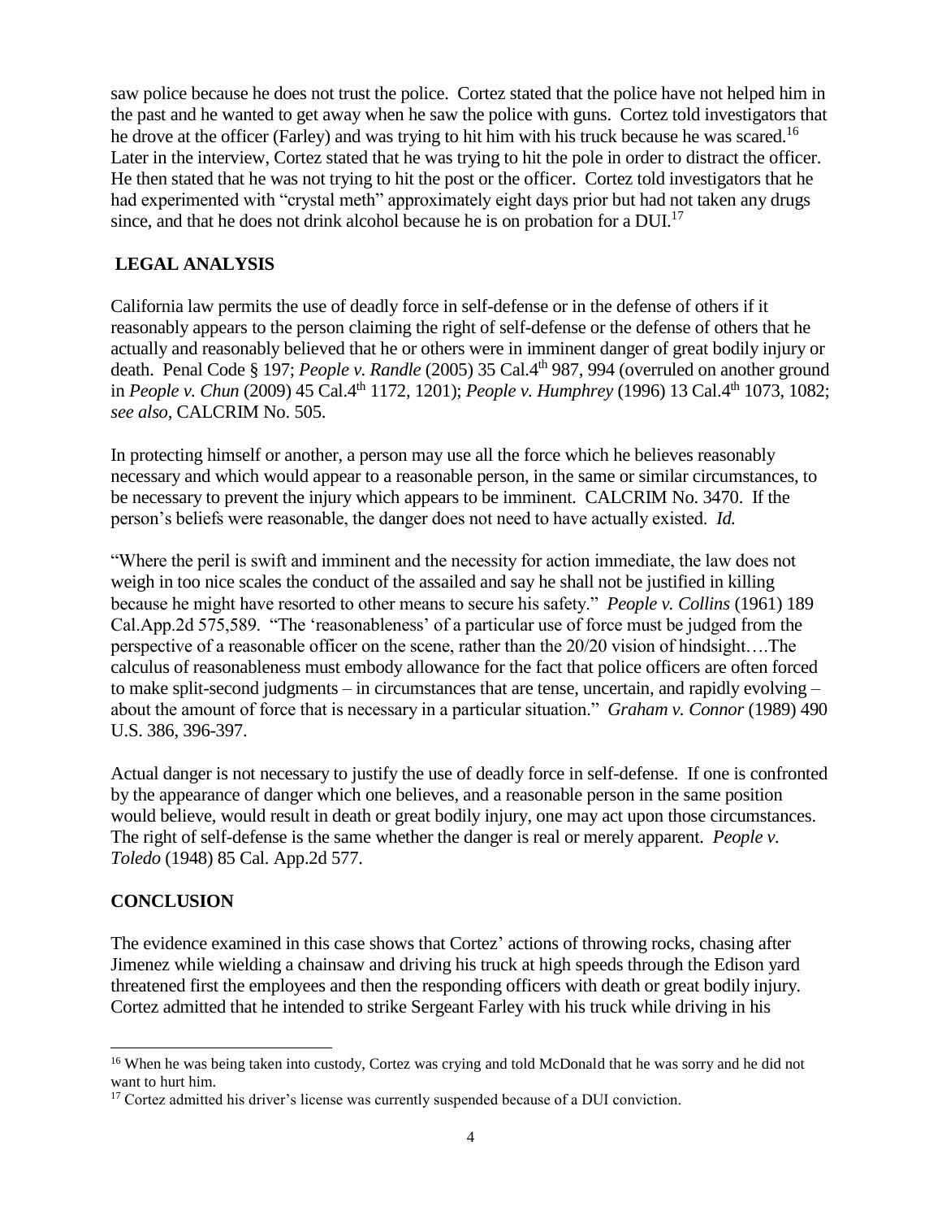saw police because he does not trust the police. Cortez stated that the police have not helped him in the past and he wanted to get away when he saw the police with guns. Cortez told investigators that he drove at the officer (Farley) and was trying to hit him with his truck because he was scared.[16] Later in the interview, Cortez stated that he was trying to hit the pole in order to distract the officer. He then stated that he was not trying to hit the post or the officer. Cortez told investigators that he had experimented with "crystal meth" approximately eight days prior but had not taken any drugs since, and that he does not drink alcohol because he is on probation for a DUI.[17]

## LEGAL ANALYSIS

California law permits the use of deadly force in self-defense or in the defense of others if it reasonably appears to the person claiming the right of self-defense or the defense of others that he actually and reasonably believed that he or others were in imminent danger of great bodily injury or death. Penal Code § 197; *People v. Randle* (2005) 35 Cal.4th 987, 994 (overruled on another ground in *People v. Chun* (2009) 45 Cal.4th 1172, 1201); *People v. Humphrey* (1996) 13 Cal.4th 1073, 1082; *see also*, CALCRIM No. 505.

In protecting himself or another, a person may use all the force which he believes reasonably necessary and which would appear to a reasonable person, in the same or similar circumstances, to be necessary to prevent the injury which appears to be imminent. CALCRIM No. 3470. If the person's beliefs were reasonable, the danger does not need to have actually existed. *Id.*

"Where the peril is swift and imminent and the necessity for action immediate, the law does not weigh in too nice scales the conduct of the assailed and say he shall not be justified in killing because he might have resorted to other means to secure his safety." *People v. Collins* (1961) 189 Cal.App.2d 575,589. "The 'reasonableness' of a particular use of force must be judged from the perspective of a reasonable officer on the scene, rather than the 20/20 vision of hindsight….The calculus of reasonableness must embody allowance for the fact that police officers are often forced to make split-second judgments – in circumstances that are tense, uncertain, and rapidly evolving – about the amount of force that is necessary in a particular situation." *Graham v. Connor* (1989) 490 U.S. 386, 396-397.

Actual danger is not necessary to justify the use of deadly force in self-defense. If one is confronted by the appearance of danger which one believes, and a reasonable person in the same position would believe, would result in death or great bodily injury, one may act upon those circumstances. The right of self-defense is the same whether the danger is real or merely apparent. *People v. Toledo* (1948) 85 Cal. App.2d 577.

## CONCLUSION

The evidence examined in this case shows that Cortez' actions of throwing rocks, chasing after Jimenez while wielding a chainsaw and driving his truck at high speeds through the Edison yard threatened first the employees and then the responding officers with death or great bodily injury. Cortez admitted that he intended to strike Sergeant Farley with his truck while driving in his

---

[16] When he was being taken into custody, Cortez was crying and told McDonald that he was sorry and he did not want to hurt him.

[17] Cortez admitted his driver's license was currently suspended because of a DUI conviction.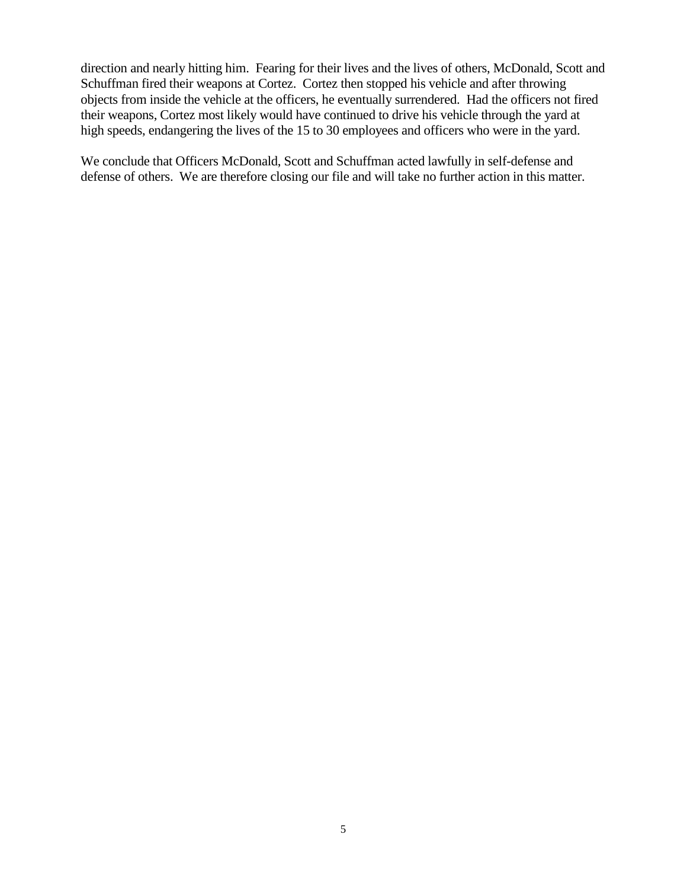direction and nearly hitting him. Fearing for their lives and the lives of others, McDonald, Scott and Schuffman fired their weapons at Cortez. Cortez then stopped his vehicle and after throwing objects from inside the vehicle at the officers, he eventually surrendered. Had the officers not fired their weapons, Cortez most likely would have continued to drive his vehicle through the yard at high speeds, endangering the lives of the 15 to 30 employees and officers who were in the yard.

We conclude that Officers McDonald, Scott and Schuffman acted lawfully in self-defense and defense of others. We are therefore closing our file and will take no further action in this matter.